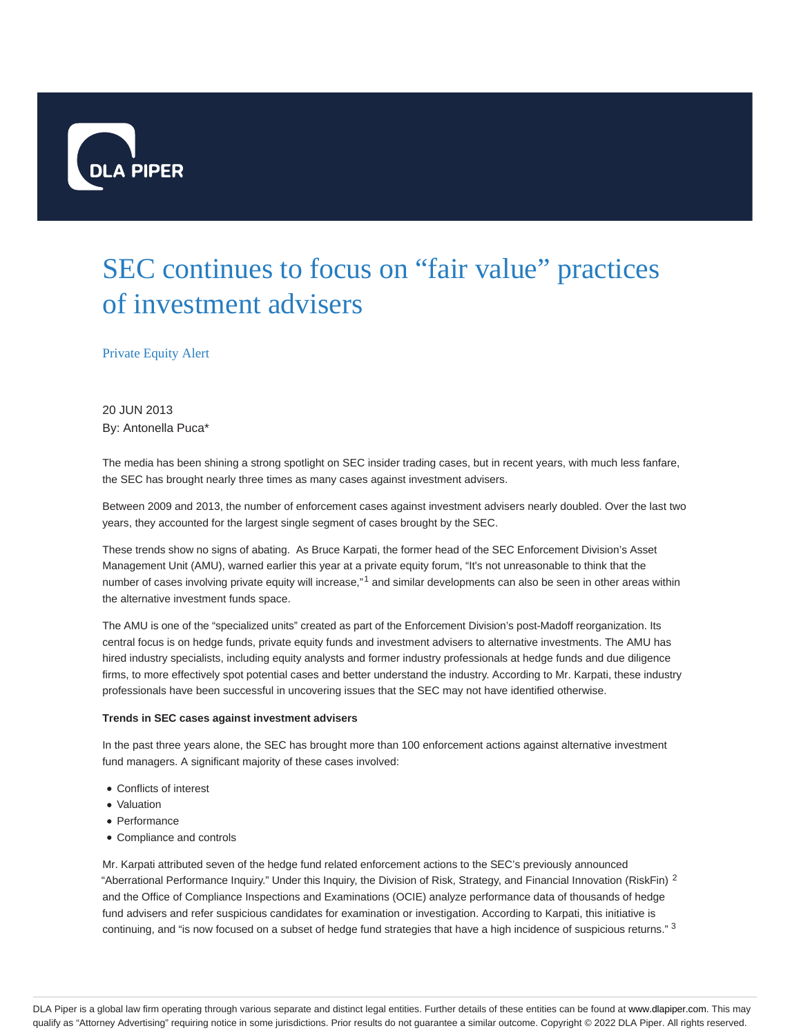# SEC continues to focus on "fair value" practices of investment advisers

Private Equity Alert

20 JUN 2013

By: Antonella Puca*

The media has been shining a strong spotlight on SEC insider trading cases, but in recent years, with much less fanfare, the SEC has brought nearly three times as many cases against investment advisers.

Between 2009 and 2013, the number of enforcement cases against investment advisers nearly doubled. Over the last two years, they accounted for the largest single segment of cases brought by the SEC.

These trends show no signs of abating. As Bruce Karpati, the former head of the SEC Enforcement Division's Asset Management Unit (AMU), warned earlier this year at a private equity forum, "It's not unreasonable to think that the number of cases involving private equity will increase,"[1] and similar developments can also be seen in other areas within the alternative investment funds space.

The AMU is one of the "specialized units" created as part of the Enforcement Division's post-Madoff reorganization. Its central focus is on hedge funds, private equity funds and investment advisers to alternative investments. The AMU has hired industry specialists, including equity analysts and former industry professionals at hedge funds and due diligence firms, to more effectively spot potential cases and better understand the industry. According to Mr. Karpati, these industry professionals have been successful in uncovering issues that the SEC may not have identified otherwise.

**Trends in SEC cases against investment advisers**

In the past three years alone, the SEC has brought more than 100 enforcement actions against alternative investment fund managers. A significant majority of these cases involved:

- Conflicts of interest
- Valuation
- Performance
- Compliance and controls

Mr. Karpati attributed seven of the hedge fund related enforcement actions to the SEC's previously announced "Aberrational Performance Inquiry." Under this Inquiry, the Division of Risk, Strategy, and Financial Innovation (RiskFin) [2] and the Office of Compliance Inspections and Examinations (OCIE) analyze performance data of thousands of hedge fund advisers and refer suspicious candidates for examination or investigation. According to Karpati, this initiative is continuing, and "is now focused on a subset of hedge fund strategies that have a high incidence of suspicious returns." [3]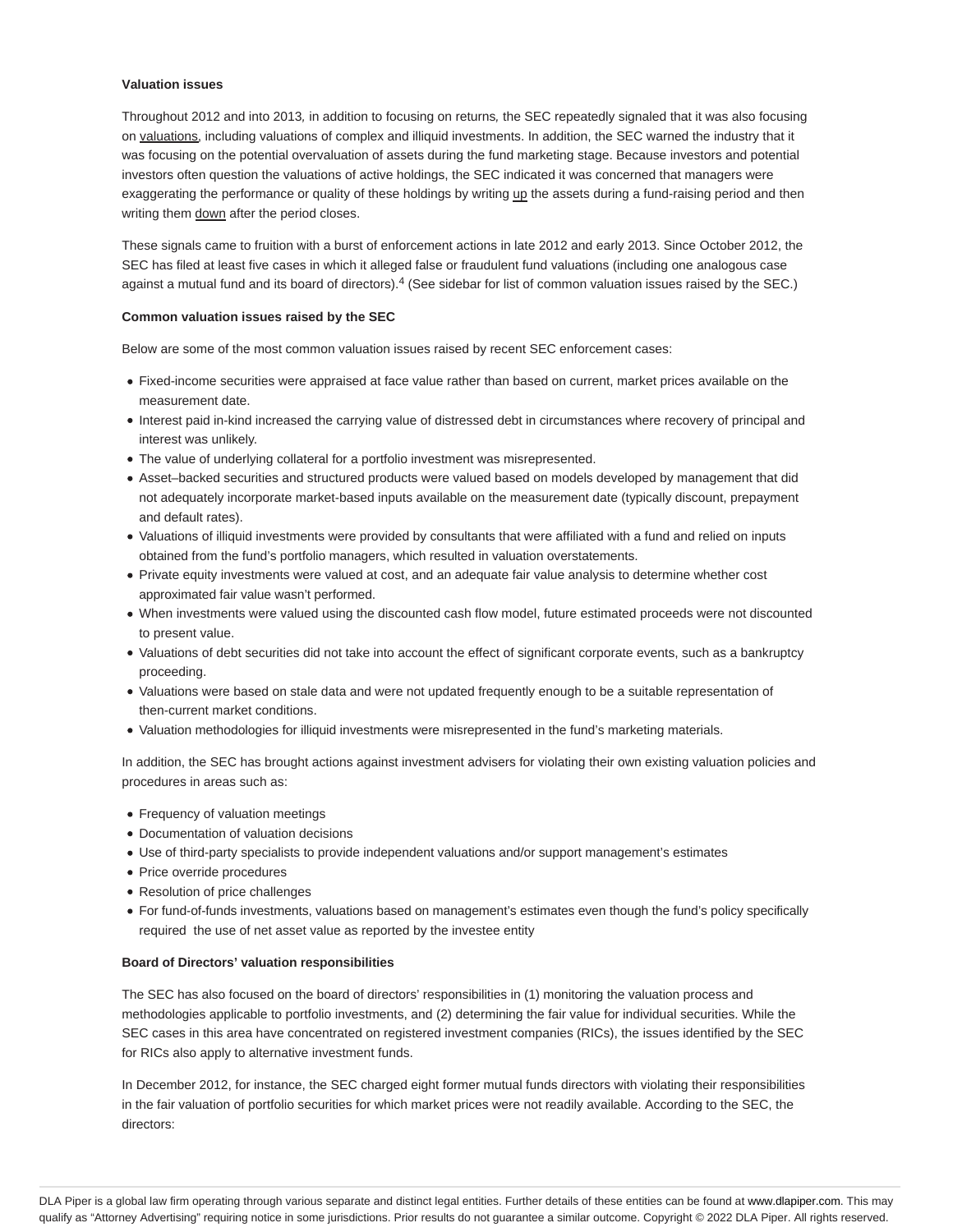**Valuation issues**

Throughout 2012 and into 2013, in addition to focusing on returns, the SEC repeatedly signaled that it was also focusing on valuations, including valuations of complex and illiquid investments. In addition, the SEC warned the industry that it was focusing on the potential overvaluation of assets during the fund marketing stage. Because investors and potential investors often question the valuations of active holdings, the SEC indicated it was concerned that managers were exaggerating the performance or quality of these holdings by writing up the assets during a fund-raising period and then writing them down after the period closes.

These signals came to fruition with a burst of enforcement actions in late 2012 and early 2013. Since October 2012, the SEC has filed at least five cases in which it alleged false or fraudulent fund valuations (including one analogous case against a mutual fund and its board of directors).[4] (See sidebar for list of common valuation issues raised by the SEC.)

**Common valuation issues raised by the SEC**

Below are some of the most common valuation issues raised by recent SEC enforcement cases:

- Fixed-income securities were appraised at face value rather than based on current, market prices available on the measurement date.
- Interest paid in-kind increased the carrying value of distressed debt in circumstances where recovery of principal and interest was unlikely.
- The value of underlying collateral for a portfolio investment was misrepresented.
- Asset–backed securities and structured products were valued based on models developed by management that did not adequately incorporate market-based inputs available on the measurement date (typically discount, prepayment and default rates).
- Valuations of illiquid investments were provided by consultants that were affiliated with a fund and relied on inputs obtained from the fund's portfolio managers, which resulted in valuation overstatements.
- Private equity investments were valued at cost, and an adequate fair value analysis to determine whether cost approximated fair value wasn't performed.
- When investments were valued using the discounted cash flow model, future estimated proceeds were not discounted to present value.
- Valuations of debt securities did not take into account the effect of significant corporate events, such as a bankruptcy proceeding.
- Valuations were based on stale data and were not updated frequently enough to be a suitable representation of then-current market conditions.
- Valuation methodologies for illiquid investments were misrepresented in the fund's marketing materials.

In addition, the SEC has brought actions against investment advisers for violating their own existing valuation policies and procedures in areas such as:

- Frequency of valuation meetings
- Documentation of valuation decisions
- Use of third-party specialists to provide independent valuations and/or support management's estimates
- Price override procedures
- Resolution of price challenges
- For fund-of-funds investments, valuations based on management's estimates even though the fund's policy specifically required the use of net asset value as reported by the investee entity

**Board of Directors' valuation responsibilities**

The SEC has also focused on the board of directors' responsibilities in (1) monitoring the valuation process and methodologies applicable to portfolio investments, and (2) determining the fair value for individual securities. While the SEC cases in this area have concentrated on registered investment companies (RICs), the issues identified by the SEC for RICs also apply to alternative investment funds.

In December 2012, for instance, the SEC charged eight former mutual funds directors with violating their responsibilities in the fair valuation of portfolio securities for which market prices were not readily available. According to the SEC, the directors: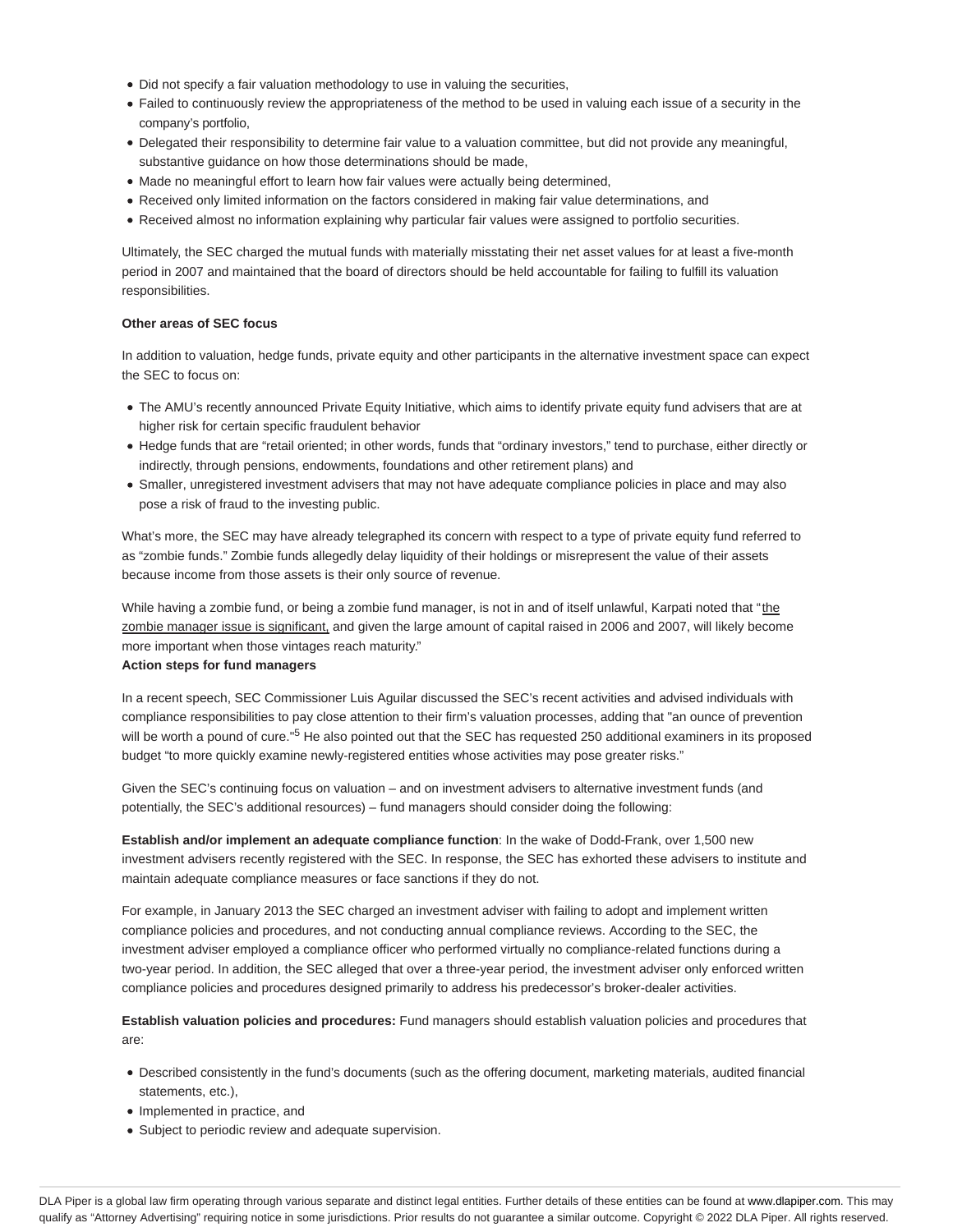- Did not specify a fair valuation methodology to use in valuing the securities,
- Failed to continuously review the appropriateness of the method to be used in valuing each issue of a security in the company's portfolio,
- Delegated their responsibility to determine fair value to a valuation committee, but did not provide any meaningful, substantive guidance on how those determinations should be made,
- Made no meaningful effort to learn how fair values were actually being determined,
- Received only limited information on the factors considered in making fair value determinations, and
- Received almost no information explaining why particular fair values were assigned to portfolio securities.

Ultimately, the SEC charged the mutual funds with materially misstating their net asset values for at least a five-month period in 2007 and maintained that the board of directors should be held accountable for failing to fulfill its valuation responsibilities.

**Other areas of SEC focus**

In addition to valuation, hedge funds, private equity and other participants in the alternative investment space can expect the SEC to focus on:

- The AMU's recently announced Private Equity Initiative, which aims to identify private equity fund advisers that are at higher risk for certain specific fraudulent behavior
- Hedge funds that are "retail oriented; in other words, funds that "ordinary investors," tend to purchase, either directly or indirectly, through pensions, endowments, foundations and other retirement plans) and
- Smaller, unregistered investment advisers that may not have adequate compliance policies in place and may also pose a risk of fraud to the investing public.

What's more, the SEC may have already telegraphed its concern with respect to a type of private equity fund referred to as "zombie funds." Zombie funds allegedly delay liquidity of their holdings or misrepresent the value of their assets because income from those assets is their only source of revenue.

While having a zombie fund, or being a zombie fund manager, is not in and of itself unlawful, Karpati noted that "the zombie manager issue is significant, and given the large amount of capital raised in 2006 and 2007, will likely become more important when those vintages reach maturity."

**Action steps for fund managers**

In a recent speech, SEC Commissioner Luis Aguilar discussed the SEC's recent activities and advised individuals with compliance responsibilities to pay close attention to their firm's valuation processes, adding that "an ounce of prevention will be worth a pound of cure."[5] He also pointed out that the SEC has requested 250 additional examiners in its proposed budget "to more quickly examine newly-registered entities whose activities may pose greater risks."

Given the SEC's continuing focus on valuation – and on investment advisers to alternative investment funds (and potentially, the SEC's additional resources) – fund managers should consider doing the following:

**Establish and/or implement an adequate compliance function**: In the wake of Dodd-Frank, over 1,500 new investment advisers recently registered with the SEC. In response, the SEC has exhorted these advisers to institute and maintain adequate compliance measures or face sanctions if they do not.

For example, in January 2013 the SEC charged an investment adviser with failing to adopt and implement written compliance policies and procedures, and not conducting annual compliance reviews. According to the SEC, the investment adviser employed a compliance officer who performed virtually no compliance-related functions during a two-year period. In addition, the SEC alleged that over a three-year period, the investment adviser only enforced written compliance policies and procedures designed primarily to address his predecessor's broker-dealer activities.

**Establish valuation policies and procedures:** Fund managers should establish valuation policies and procedures that are:

- Described consistently in the fund's documents (such as the offering document, marketing materials, audited financial statements, etc.),
- Implemented in practice, and
- Subject to periodic review and adequate supervision.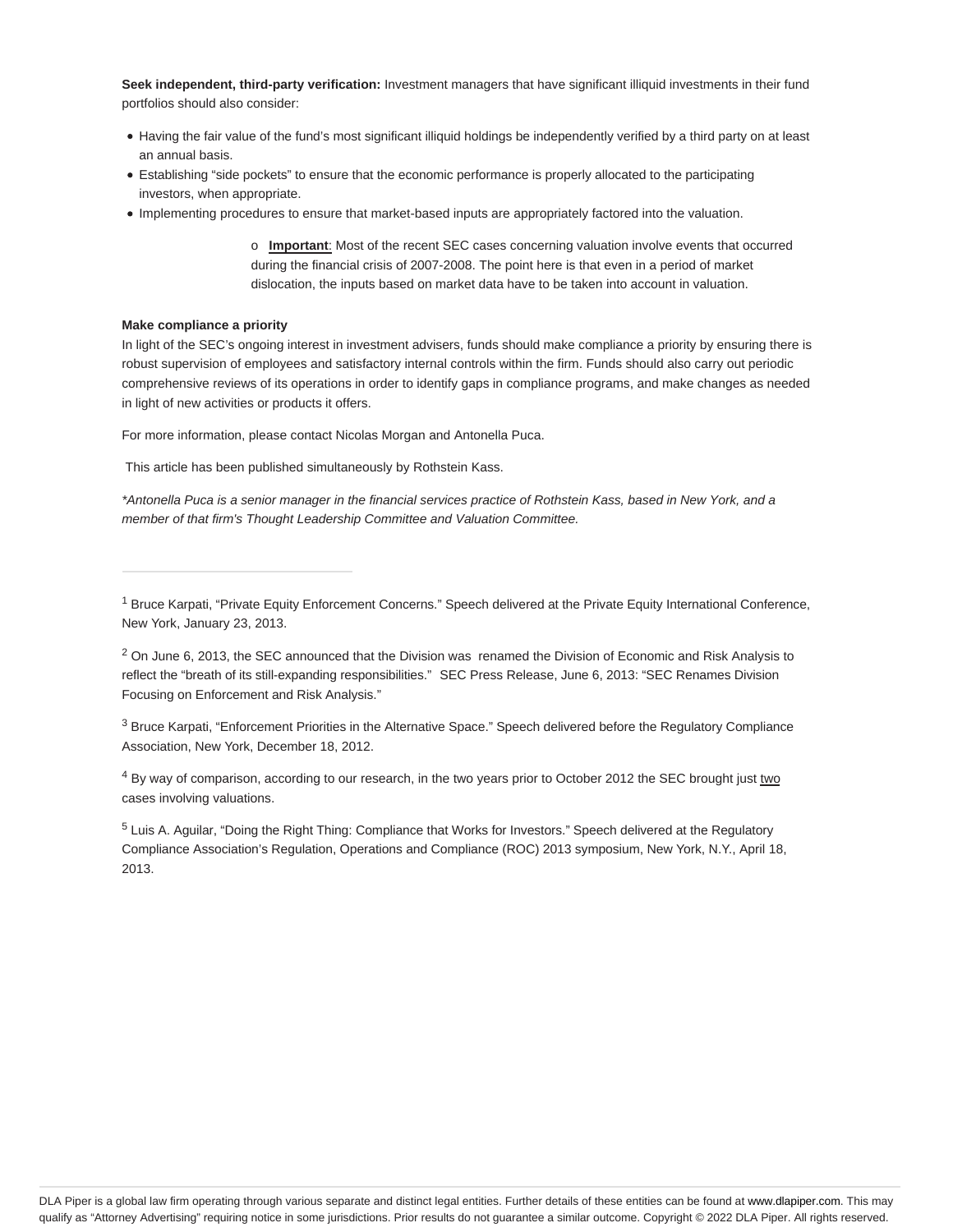**Seek independent, third-party verification:** Investment managers that have significant illiquid investments in their fund portfolios should also consider:

- Having the fair value of the fund's most significant illiquid holdings be independently verified by a third party on at least an annual basis.
- Establishing "side pockets" to ensure that the economic performance is properly allocated to the participating investors, when appropriate.
- Implementing procedures to ensure that market-based inputs are appropriately factored into the valuation.
  - **Important**: Most of the recent SEC cases concerning valuation involve events that occurred during the financial crisis of 2007-2008. The point here is that even in a period of market dislocation, the inputs based on market data have to be taken into account in valuation.

**Make compliance a priority**

In light of the SEC's ongoing interest in investment advisers, funds should make compliance a priority by ensuring there is robust supervision of employees and satisfactory internal controls within the firm. Funds should also carry out periodic comprehensive reviews of its operations in order to identify gaps in compliance programs, and make changes as needed in light of new activities or products it offers.

For more information, please contact Nicolas Morgan and Antonella Puca.

This article has been published simultaneously by Rothstein Kass.

*\*Antonella Puca is a senior manager in the financial services practice of Rothstein Kass, based in New York, and a member of that firm's Thought Leadership Committee and Valuation Committee.*

---

[1] Bruce Karpati, "Private Equity Enforcement Concerns." Speech delivered at the Private Equity International Conference, New York, January 23, 2013.

[2] On June 6, 2013, the SEC announced that the Division was renamed the Division of Economic and Risk Analysis to reflect the "breath of its still-expanding responsibilities." SEC Press Release, June 6, 2013: "SEC Renames Division Focusing on Enforcement and Risk Analysis."

[3] Bruce Karpati, "Enforcement Priorities in the Alternative Space." Speech delivered before the Regulatory Compliance Association, New York, December 18, 2012.

[4] By way of comparison, according to our research, in the two years prior to October 2012 the SEC brought just two cases involving valuations.

[5] Luis A. Aguilar, "Doing the Right Thing: Compliance that Works for Investors." Speech delivered at the Regulatory Compliance Association's Regulation, Operations and Compliance (ROC) 2013 symposium, New York, N.Y., April 18, 2013.

DLA Piper is a global law firm operating through various separate and distinct legal entities. Further details of these entities can be found at www.dlapiper.com. This may qualify as "Attorney Advertising" requiring notice in some jurisdictions. Prior results do not guarantee a similar outcome. Copyright © 2022 DLA Piper. All rights reserved.